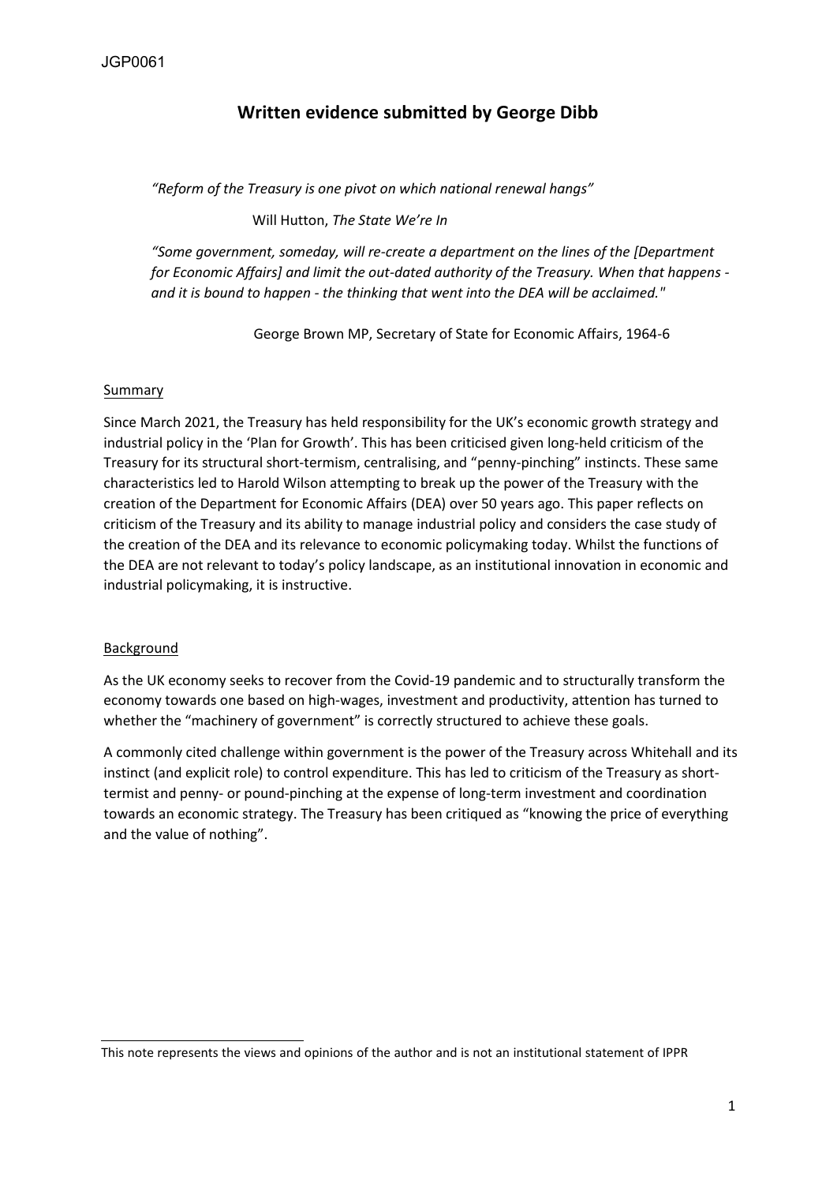# Written evidence submitted by George Dibb

> *"Reform of the Treasury is one pivot on which national renewal hangs"*
>
> Will Hutton, *The State We're In*

> *"Some government, someday, will re-create a department on the lines of the [Department for Economic Affairs] and limit the out-dated authority of the Treasury. When that happens - and it is bound to happen - the thinking that went into the DEA will be acclaimed."*
>
> George Brown MP, Secretary of State for Economic Affairs, 1964-6

## Summary

Since March 2021, the Treasury has held responsibility for the UK's economic growth strategy and industrial policy in the 'Plan for Growth'. This has been criticised given long-held criticism of the Treasury for its structural short-termism, centralising, and "penny-pinching" instincts. These same characteristics led to Harold Wilson attempting to break up the power of the Treasury with the creation of the Department for Economic Affairs (DEA) over 50 years ago. This paper reflects on criticism of the Treasury and its ability to manage industrial policy and considers the case study of the creation of the DEA and its relevance to economic policymaking today. Whilst the functions of the DEA are not relevant to today's policy landscape, as an institutional innovation in economic and industrial policymaking, it is instructive.

## Background

As the UK economy seeks to recover from the Covid-19 pandemic and to structurally transform the economy towards one based on high-wages, investment and productivity, attention has turned to whether the "machinery of government" is correctly structured to achieve these goals.

A commonly cited challenge within government is the power of the Treasury across Whitehall and its instinct (and explicit role) to control expenditure. This has led to criticism of the Treasury as short-termist and penny- or pound-pinching at the expense of long-term investment and coordination towards an economic strategy. The Treasury has been critiqued as "knowing the price of everything and the value of nothing".

---

This note represents the views and opinions of the author and is not an institutional statement of IPPR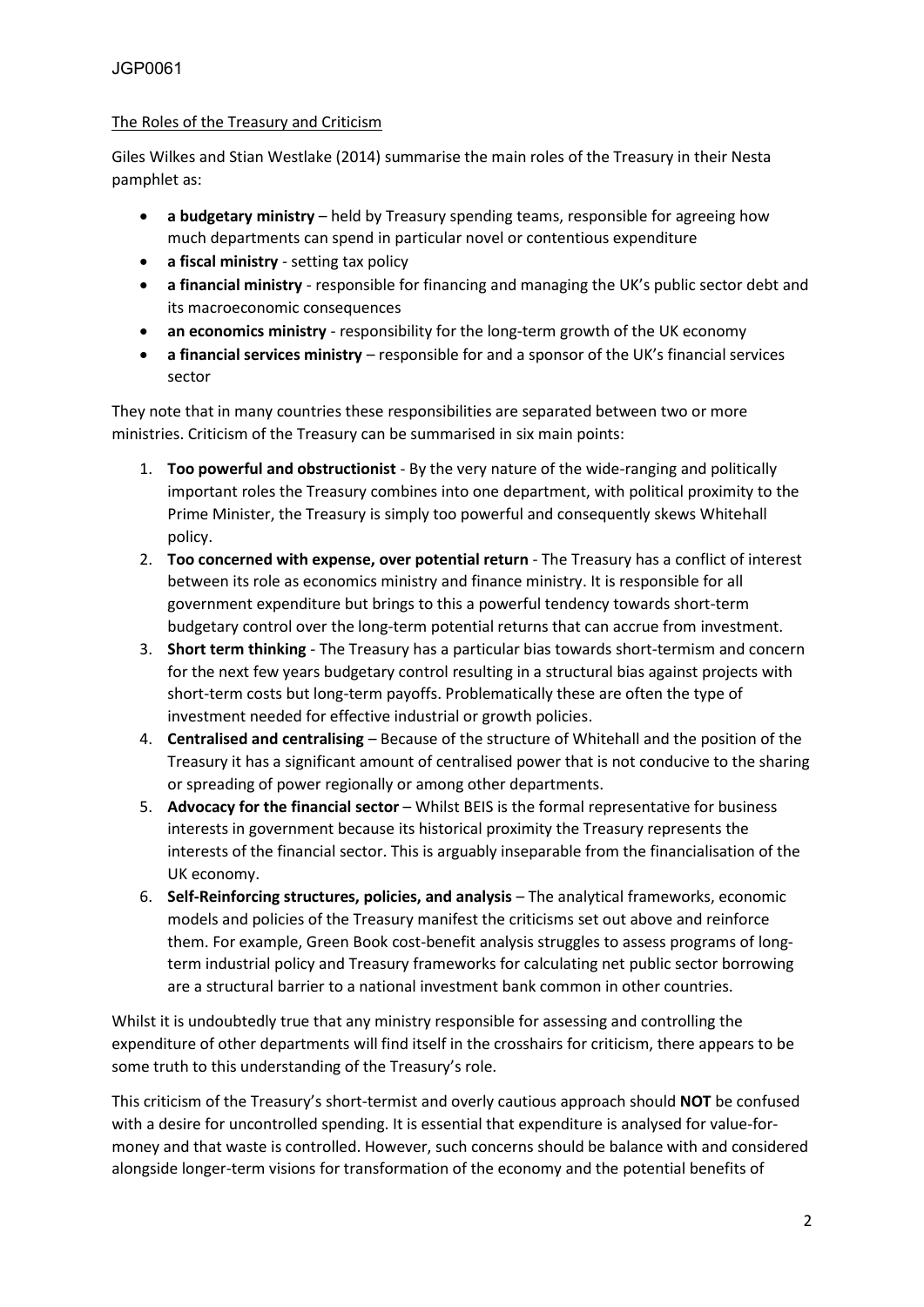The Roles of the Treasury and Criticism

Giles Wilkes and Stian Westlake (2014) summarise the main roles of the Treasury in their Nesta pamphlet as:

- **a budgetary ministry** – held by Treasury spending teams, responsible for agreeing how much departments can spend in particular novel or contentious expenditure
- **a fiscal ministry** - setting tax policy
- **a financial ministry** - responsible for financing and managing the UK's public sector debt and its macroeconomic consequences
- **an economics ministry** - responsibility for the long-term growth of the UK economy
- **a financial services ministry** – responsible for and a sponsor of the UK's financial services sector

They note that in many countries these responsibilities are separated between two or more ministries. Criticism of the Treasury can be summarised in six main points:

1. **Too powerful and obstructionist** - By the very nature of the wide-ranging and politically important roles the Treasury combines into one department, with political proximity to the Prime Minister, the Treasury is simply too powerful and consequently skews Whitehall policy.
2. **Too concerned with expense, over potential return** - The Treasury has a conflict of interest between its role as economics ministry and finance ministry. It is responsible for all government expenditure but brings to this a powerful tendency towards short-term budgetary control over the long-term potential returns that can accrue from investment.
3. **Short term thinking** - The Treasury has a particular bias towards short-termism and concern for the next few years budgetary control resulting in a structural bias against projects with short-term costs but long-term payoffs. Problematically these are often the type of investment needed for effective industrial or growth policies.
4. **Centralised and centralising** – Because of the structure of Whitehall and the position of the Treasury it has a significant amount of centralised power that is not conducive to the sharing or spreading of power regionally or among other departments.
5. **Advocacy for the financial sector** – Whilst BEIS is the formal representative for business interests in government because its historical proximity the Treasury represents the interests of the financial sector. This is arguably inseparable from the financialisation of the UK economy.
6. **Self-Reinforcing structures, policies, and analysis** – The analytical frameworks, economic models and policies of the Treasury manifest the criticisms set out above and reinforce them. For example, Green Book cost-benefit analysis struggles to assess programs of long-term industrial policy and Treasury frameworks for calculating net public sector borrowing are a structural barrier to a national investment bank common in other countries.

Whilst it is undoubtedly true that any ministry responsible for assessing and controlling the expenditure of other departments will find itself in the crosshairs for criticism, there appears to be some truth to this understanding of the Treasury's role.

This criticism of the Treasury's short-termist and overly cautious approach should **NOT** be confused with a desire for uncontrolled spending. It is essential that expenditure is analysed for value-for-money and that waste is controlled. However, such concerns should be balance with and considered alongside longer-term visions for transformation of the economy and the potential benefits of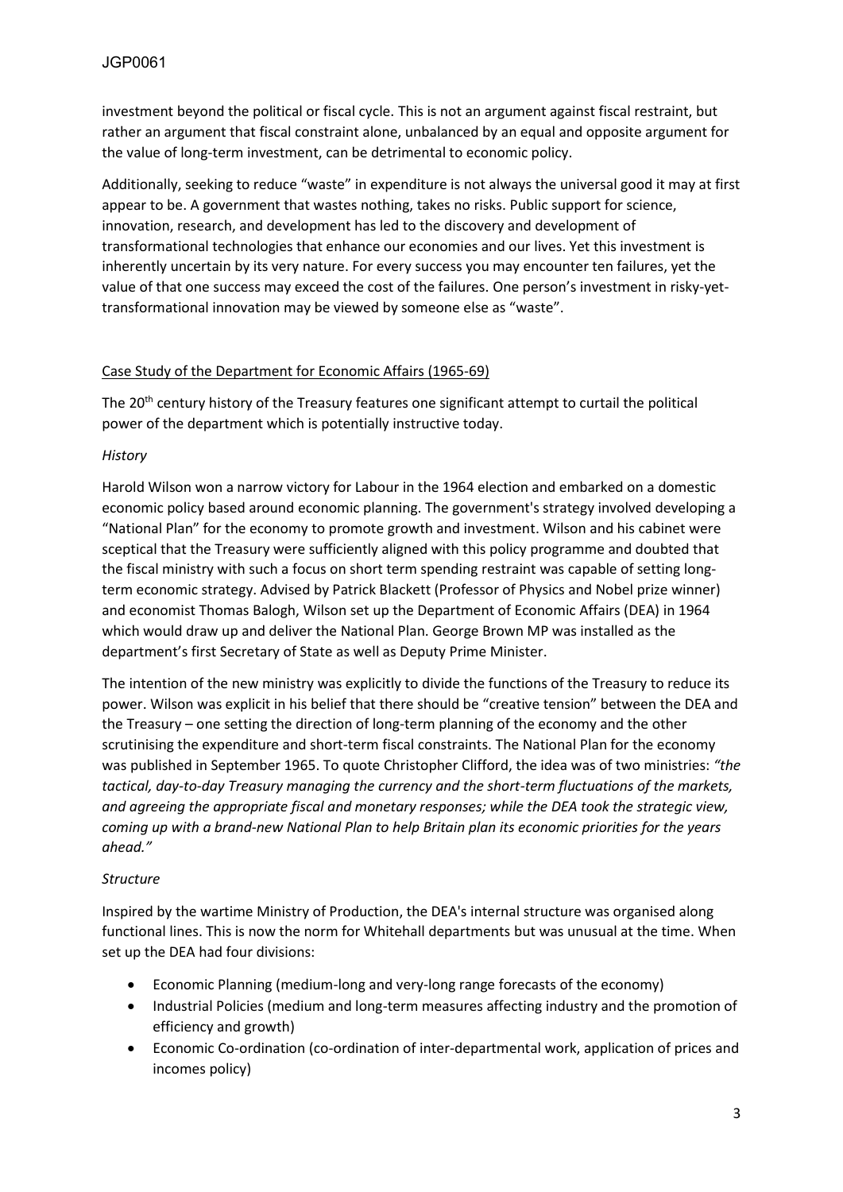investment beyond the political or fiscal cycle. This is not an argument against fiscal restraint, but rather an argument that fiscal constraint alone, unbalanced by an equal and opposite argument for the value of long-term investment, can be detrimental to economic policy.

Additionally, seeking to reduce "waste" in expenditure is not always the universal good it may at first appear to be. A government that wastes nothing, takes no risks. Public support for science, innovation, research, and development has led to the discovery and development of transformational technologies that enhance our economies and our lives. Yet this investment is inherently uncertain by its very nature. For every success you may encounter ten failures, yet the value of that one success may exceed the cost of the failures. One person's investment in risky-yet-transformational innovation may be viewed by someone else as "waste".

## Case Study of the Department for Economic Affairs (1965-69)

The 20th century history of the Treasury features one significant attempt to curtail the political power of the department which is potentially instructive today.

### *History*

Harold Wilson won a narrow victory for Labour in the 1964 election and embarked on a domestic economic policy based around economic planning. The government's strategy involved developing a "National Plan" for the economy to promote growth and investment. Wilson and his cabinet were sceptical that the Treasury were sufficiently aligned with this policy programme and doubted that the fiscal ministry with such a focus on short term spending restraint was capable of setting long-term economic strategy. Advised by Patrick Blackett (Professor of Physics and Nobel prize winner) and economist Thomas Balogh, Wilson set up the Department of Economic Affairs (DEA) in 1964 which would draw up and deliver the National Plan. George Brown MP was installed as the department's first Secretary of State as well as Deputy Prime Minister.

The intention of the new ministry was explicitly to divide the functions of the Treasury to reduce its power. Wilson was explicit in his belief that there should be "creative tension" between the DEA and the Treasury – one setting the direction of long-term planning of the economy and the other scrutinising the expenditure and short-term fiscal constraints. The National Plan for the economy was published in September 1965. To quote Christopher Clifford, the idea was of two ministries: *"the tactical, day-to-day Treasury managing the currency and the short-term fluctuations of the markets, and agreeing the appropriate fiscal and monetary responses; while the DEA took the strategic view, coming up with a brand-new National Plan to help Britain plan its economic priorities for the years ahead."*

### *Structure*

Inspired by the wartime Ministry of Production, the DEA's internal structure was organised along functional lines. This is now the norm for Whitehall departments but was unusual at the time. When set up the DEA had four divisions:

- Economic Planning (medium-long and very-long range forecasts of the economy)
- Industrial Policies (medium and long-term measures affecting industry and the promotion of efficiency and growth)
- Economic Co-ordination (co-ordination of inter-departmental work, application of prices and incomes policy)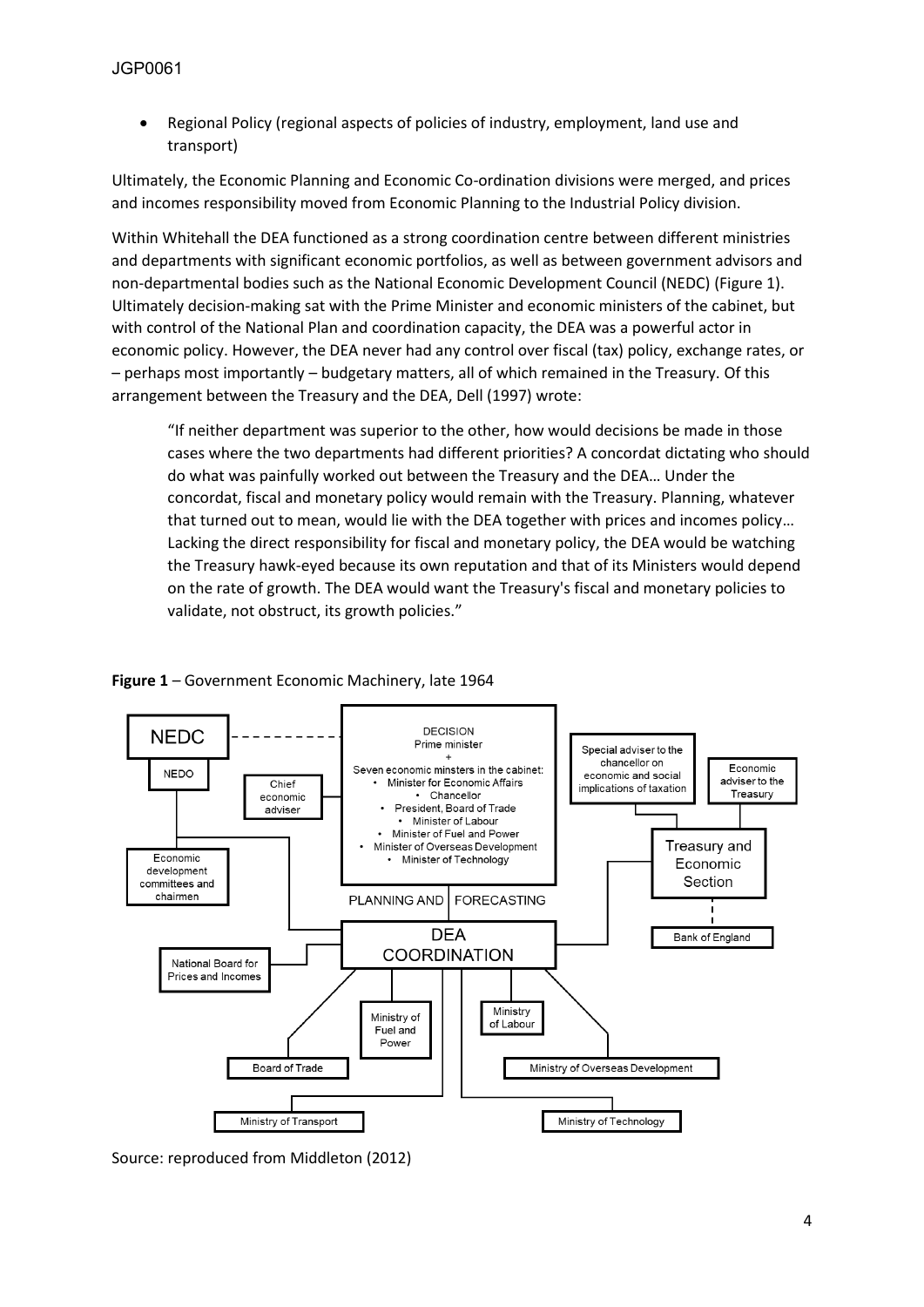- Regional Policy (regional aspects of policies of industry, employment, land use and transport)

Ultimately, the Economic Planning and Economic Co-ordination divisions were merged, and prices and incomes responsibility moved from Economic Planning to the Industrial Policy division.

Within Whitehall the DEA functioned as a strong coordination centre between different ministries and departments with significant economic portfolios, as well as between government advisors and non-departmental bodies such as the National Economic Development Council (NEDC) (Figure 1). Ultimately decision-making sat with the Prime Minister and economic ministers of the cabinet, but with control of the National Plan and coordination capacity, the DEA was a powerful actor in economic policy. However, the DEA never had any control over fiscal (tax) policy, exchange rates, or – perhaps most importantly – budgetary matters, all of which remained in the Treasury. Of this arrangement between the Treasury and the DEA, Dell (1997) wrote:

> "If neither department was superior to the other, how would decisions be made in those cases where the two departments had different priorities? A concordat dictating who should do what was painfully worked out between the Treasury and the DEA… Under the concordat, fiscal and monetary policy would remain with the Treasury. Planning, whatever that turned out to mean, would lie with the DEA together with prices and incomes policy… Lacking the direct responsibility for fiscal and monetary policy, the DEA would be watching the Treasury hawk-eyed because its own reputation and that of its Ministers would depend on the rate of growth. The DEA would want the Treasury's fiscal and monetary policies to validate, not obstruct, its growth policies."

**Figure 1** – Government Economic Machinery, late 1964

Source: reproduced from Middleton (2012)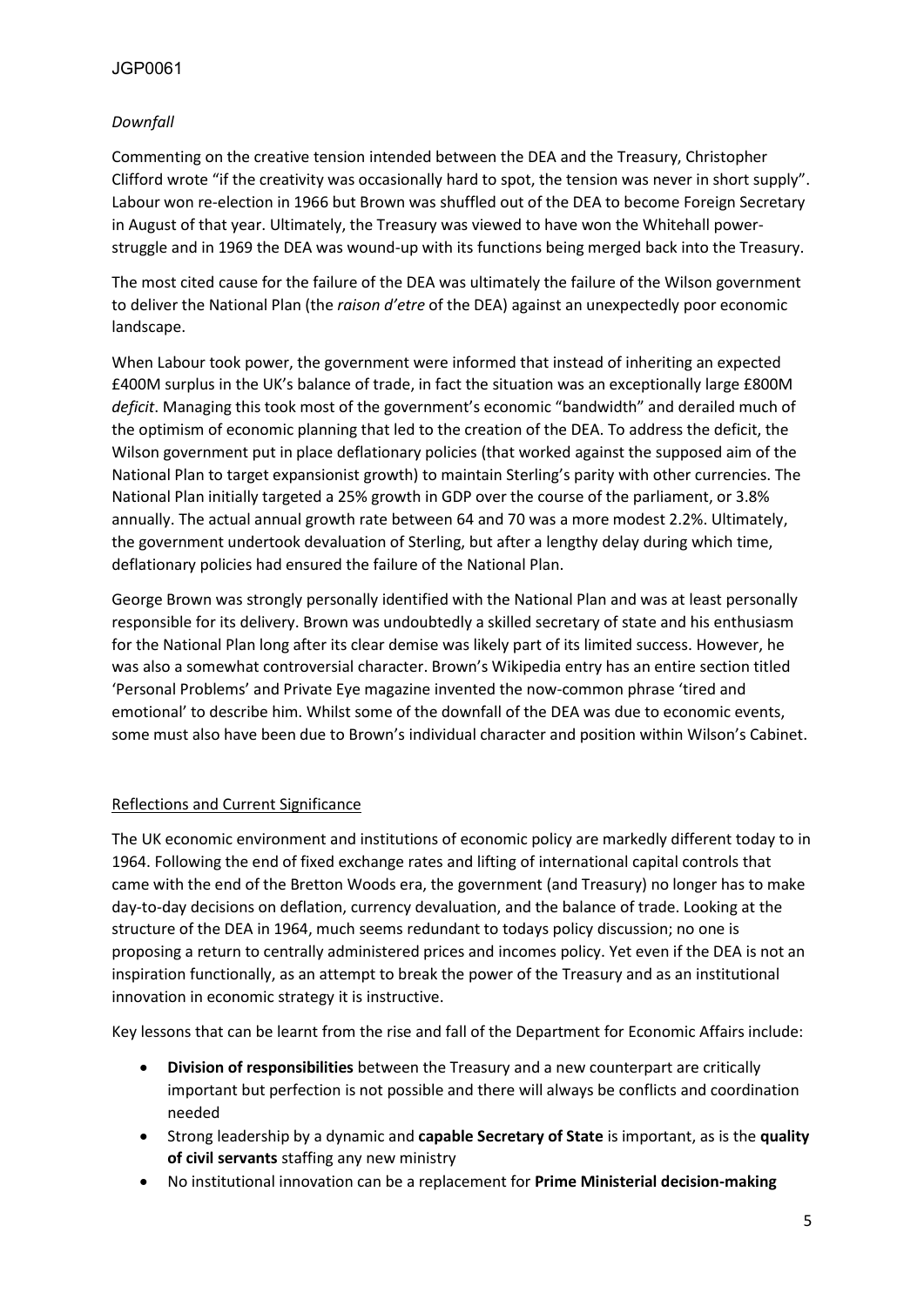*Downfall*

Commenting on the creative tension intended between the DEA and the Treasury, Christopher Clifford wrote "if the creativity was occasionally hard to spot, the tension was never in short supply". Labour won re-election in 1966 but Brown was shuffled out of the DEA to become Foreign Secretary in August of that year. Ultimately, the Treasury was viewed to have won the Whitehall power-struggle and in 1969 the DEA was wound-up with its functions being merged back into the Treasury.

The most cited cause for the failure of the DEA was ultimately the failure of the Wilson government to deliver the National Plan (the *raison d'etre* of the DEA) against an unexpectedly poor economic landscape.

When Labour took power, the government were informed that instead of inheriting an expected £400M surplus in the UK's balance of trade, in fact the situation was an exceptionally large £800M *deficit*. Managing this took most of the government's economic "bandwidth" and derailed much of the optimism of economic planning that led to the creation of the DEA. To address the deficit, the Wilson government put in place deflationary policies (that worked against the supposed aim of the National Plan to target expansionist growth) to maintain Sterling's parity with other currencies. The National Plan initially targeted a 25% growth in GDP over the course of the parliament, or 3.8% annually. The actual annual growth rate between 64 and 70 was a more modest 2.2%. Ultimately, the government undertook devaluation of Sterling, but after a lengthy delay during which time, deflationary policies had ensured the failure of the National Plan.

George Brown was strongly personally identified with the National Plan and was at least personally responsible for its delivery. Brown was undoubtedly a skilled secretary of state and his enthusiasm for the National Plan long after its clear demise was likely part of its limited success. However, he was also a somewhat controversial character. Brown's Wikipedia entry has an entire section titled 'Personal Problems' and Private Eye magazine invented the now-common phrase 'tired and emotional' to describe him. Whilst some of the downfall of the DEA was due to economic events, some must also have been due to Brown's individual character and position within Wilson's Cabinet.

## Reflections and Current Significance

The UK economic environment and institutions of economic policy are markedly different today to in 1964. Following the end of fixed exchange rates and lifting of international capital controls that came with the end of the Bretton Woods era, the government (and Treasury) no longer has to make day-to-day decisions on deflation, currency devaluation, and the balance of trade. Looking at the structure of the DEA in 1964, much seems redundant to todays policy discussion; no one is proposing a return to centrally administered prices and incomes policy. Yet even if the DEA is not an inspiration functionally, as an attempt to break the power of the Treasury and as an institutional innovation in economic strategy it is instructive.

Key lessons that can be learnt from the rise and fall of the Department for Economic Affairs include:

- **Division of responsibilities** between the Treasury and a new counterpart are critically important but perfection is not possible and there will always be conflicts and coordination needed
- Strong leadership by a dynamic and **capable Secretary of State** is important, as is the **quality of civil servants** staffing any new ministry
- No institutional innovation can be a replacement for **Prime Ministerial decision-making**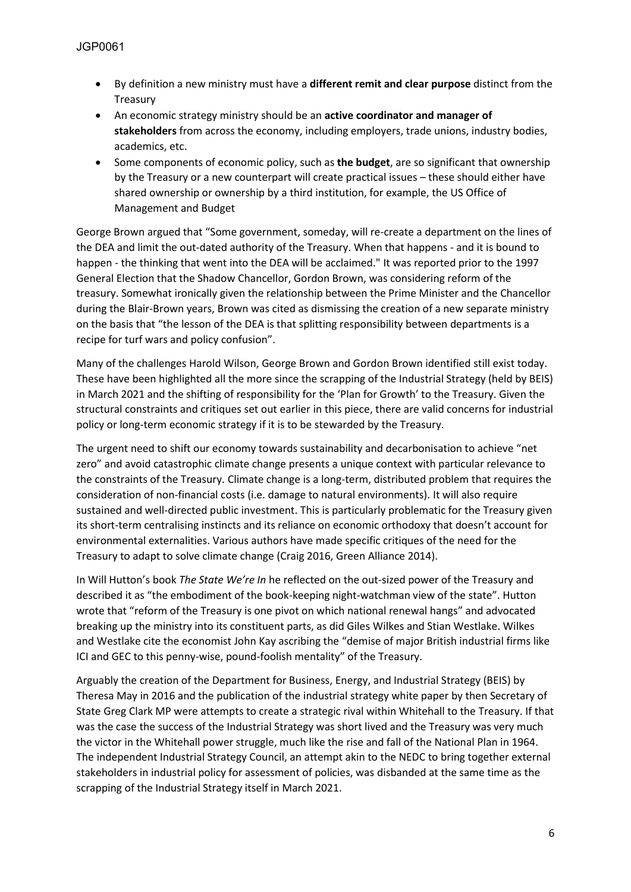- By definition a new ministry must have a **different remit and clear purpose** distinct from the Treasury
- An economic strategy ministry should be an **active coordinator and manager of stakeholders** from across the economy, including employers, trade unions, industry bodies, academics, etc.
- Some components of economic policy, such as **the budget**, are so significant that ownership by the Treasury or a new counterpart will create practical issues – these should either have shared ownership or ownership by a third institution, for example, the US Office of Management and Budget

George Brown argued that "Some government, someday, will re-create a department on the lines of the DEA and limit the out-dated authority of the Treasury. When that happens - and it is bound to happen - the thinking that went into the DEA will be acclaimed." It was reported prior to the 1997 General Election that the Shadow Chancellor, Gordon Brown, was considering reform of the treasury. Somewhat ironically given the relationship between the Prime Minister and the Chancellor during the Blair-Brown years, Brown was cited as dismissing the creation of a new separate ministry on the basis that "the lesson of the DEA is that splitting responsibility between departments is a recipe for turf wars and policy confusion".

Many of the challenges Harold Wilson, George Brown and Gordon Brown identified still exist today. These have been highlighted all the more since the scrapping of the Industrial Strategy (held by BEIS) in March 2021 and the shifting of responsibility for the 'Plan for Growth' to the Treasury. Given the structural constraints and critiques set out earlier in this piece, there are valid concerns for industrial policy or long-term economic strategy if it is to be stewarded by the Treasury.

The urgent need to shift our economy towards sustainability and decarbonisation to achieve "net zero" and avoid catastrophic climate change presents a unique context with particular relevance to the constraints of the Treasury. Climate change is a long-term, distributed problem that requires the consideration of non-financial costs (i.e. damage to natural environments). It will also require sustained and well-directed public investment. This is particularly problematic for the Treasury given its short-term centralising instincts and its reliance on economic orthodoxy that doesn't account for environmental externalities. Various authors have made specific critiques of the need for the Treasury to adapt to solve climate change (Craig 2016, Green Alliance 2014).

In Will Hutton's book *The State We're In* he reflected on the out-sized power of the Treasury and described it as "the embodiment of the book-keeping night-watchman view of the state". Hutton wrote that "reform of the Treasury is one pivot on which national renewal hangs" and advocated breaking up the ministry into its constituent parts, as did Giles Wilkes and Stian Westlake. Wilkes and Westlake cite the economist John Kay ascribing the "demise of major British industrial firms like ICI and GEC to this penny-wise, pound-foolish mentality" of the Treasury.

Arguably the creation of the Department for Business, Energy, and Industrial Strategy (BEIS) by Theresa May in 2016 and the publication of the industrial strategy white paper by then Secretary of State Greg Clark MP were attempts to create a strategic rival within Whitehall to the Treasury. If that was the case the success of the Industrial Strategy was short lived and the Treasury was very much the victor in the Whitehall power struggle, much like the rise and fall of the National Plan in 1964. The independent Industrial Strategy Council, an attempt akin to the NEDC to bring together external stakeholders in industrial policy for assessment of policies, was disbanded at the same time as the scrapping of the Industrial Strategy itself in March 2021.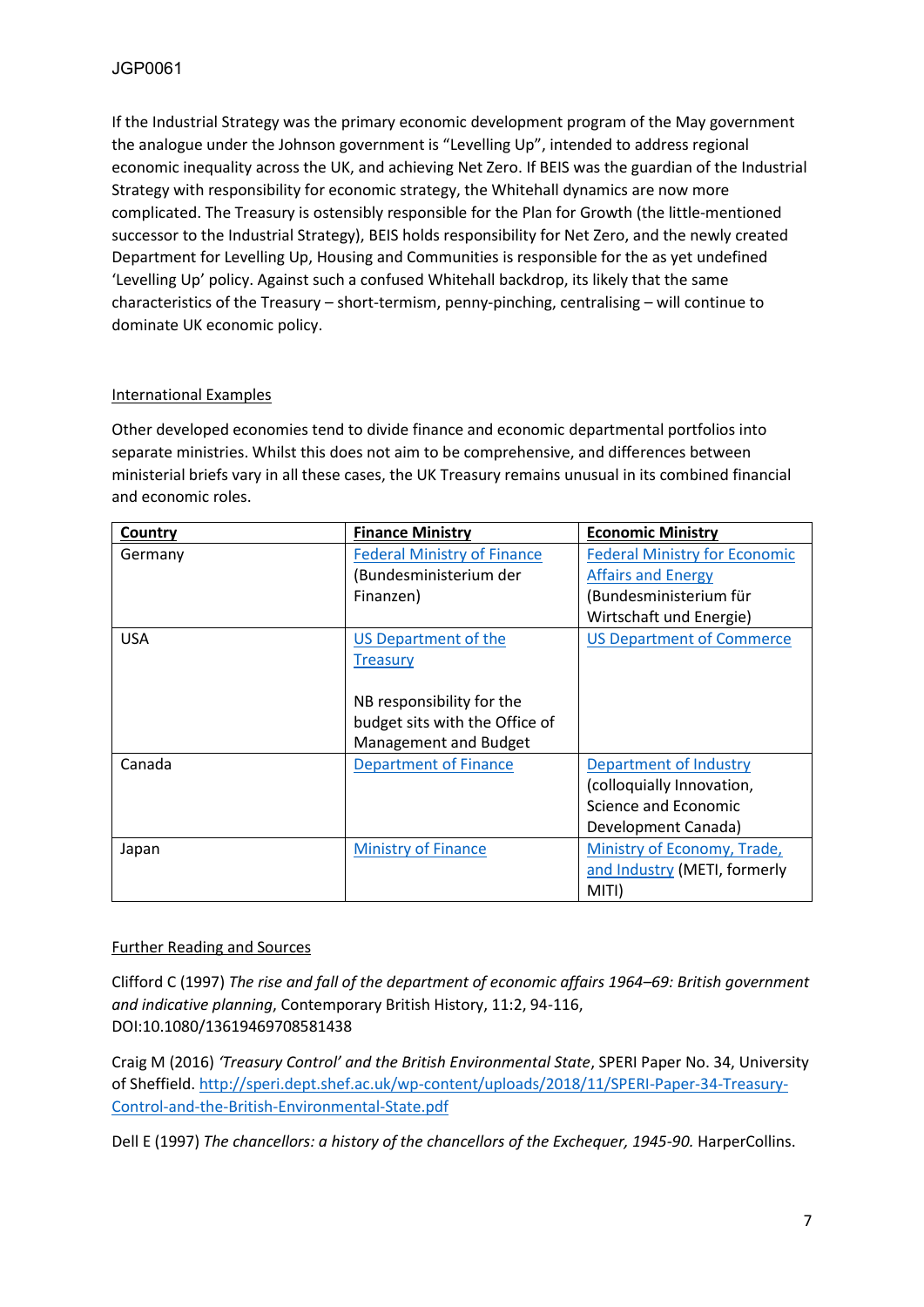If the Industrial Strategy was the primary economic development program of the May government the analogue under the Johnson government is "Levelling Up", intended to address regional economic inequality across the UK, and achieving Net Zero. If BEIS was the guardian of the Industrial Strategy with responsibility for economic strategy, the Whitehall dynamics are now more complicated. The Treasury is ostensibly responsible for the Plan for Growth (the little-mentioned successor to the Industrial Strategy), BEIS holds responsibility for Net Zero, and the newly created Department for Levelling Up, Housing and Communities is responsible for the as yet undefined 'Levelling Up' policy. Against such a confused Whitehall backdrop, its likely that the same characteristics of the Treasury – short-termism, penny-pinching, centralising – will continue to dominate UK economic policy.

## International Examples

Other developed economies tend to divide finance and economic departmental portfolios into separate ministries. Whilst this does not aim to be comprehensive, and differences between ministerial briefs vary in all these cases, the UK Treasury remains unusual in its combined financial and economic roles.

| Country | Finance Ministry | Economic Ministry |
|---|---|---|
| Germany | Federal Ministry of Finance (Bundesministerium der Finanzen) | Federal Ministry for Economic Affairs and Energy (Bundesministerium für Wirtschaft und Energie) |
| USA | US Department of the Treasury<br><br>NB responsibility for the budget sits with the Office of Management and Budget | US Department of Commerce |
| Canada | Department of Finance | Department of Industry (colloquially Innovation, Science and Economic Development Canada) |
| Japan | Ministry of Finance | Ministry of Economy, Trade, and Industry (METI, formerly MITI) |

## Further Reading and Sources

Clifford C (1997) *The rise and fall of the department of economic affairs 1964–69: British government and indicative planning*, Contemporary British History, 11:2, 94-116, DOI:10.1080/13619469708581438

Craig M (2016) *'Treasury Control' and the British Environmental State*, SPERI Paper No. 34, University of Sheffield. http://speri.dept.shef.ac.uk/wp-content/uploads/2018/11/SPERI-Paper-34-Treasury-Control-and-the-British-Environmental-State.pdf

Dell E (1997) *The chancellors: a history of the chancellors of the Exchequer, 1945-90.* HarperCollins.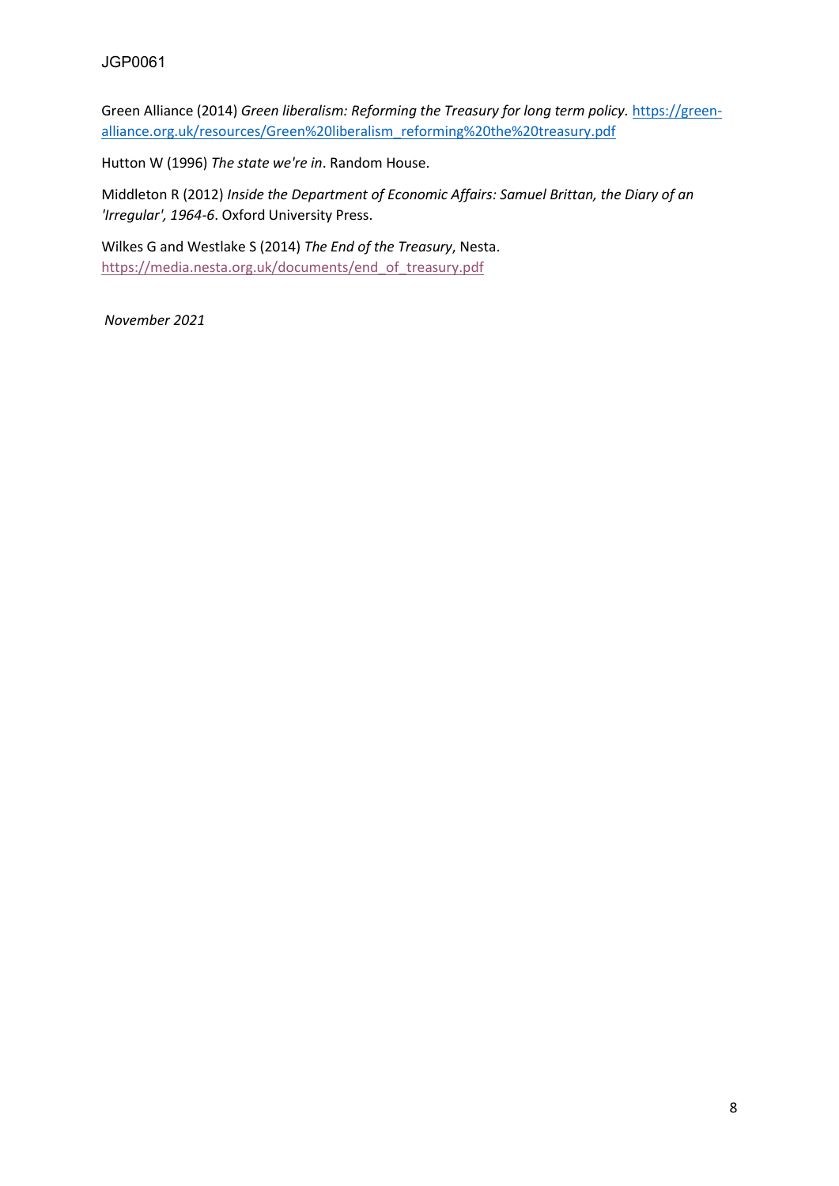Green Alliance (2014) *Green liberalism: Reforming the Treasury for long term policy.* https://green-alliance.org.uk/resources/Green%20liberalism_reforming%20the%20treasury.pdf

Hutton W (1996) *The state we're in*. Random House.

Middleton R (2012) *Inside the Department of Economic Affairs: Samuel Brittan, the Diary of an 'Irregular', 1964-6*. Oxford University Press.

Wilkes G and Westlake S (2014) *The End of the Treasury*, Nesta. https://media.nesta.org.uk/documents/end_of_treasury.pdf

*November 2021*